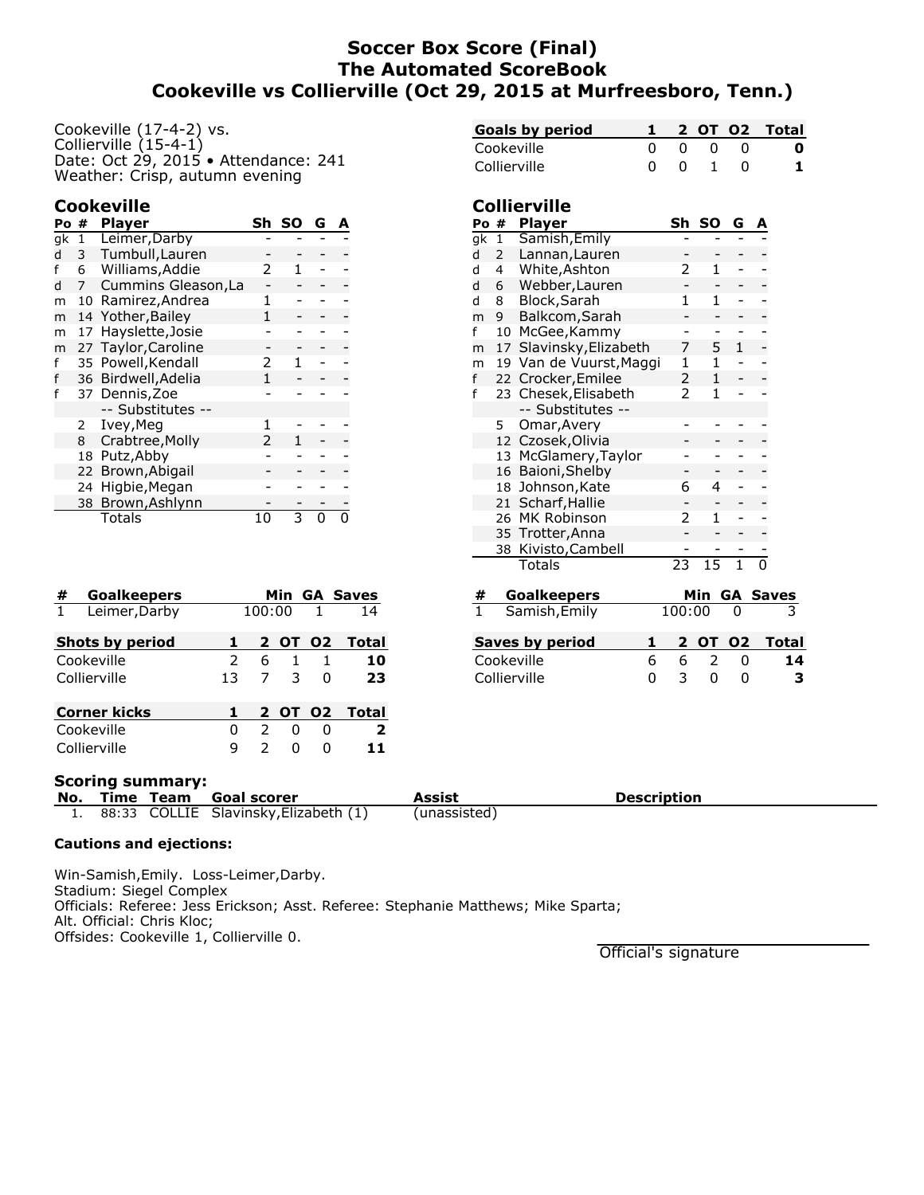# Soccer Box Score (Final)
# The Automated ScoreBook
# Cookeville vs Collierville (Oct 29, 2015 at Murfreesboro, Tenn.)

Cookeville (17-4-2) vs.
Collierville (15-4-1)
Date: Oct 29, 2015 • Attendance: 241
Weather: Crisp, autumn evening

| Goals by period | 1 | 2 | OT | O2 | Total |
|---|---|---|---|---|---|
| Cookeville | 0 | 0 | 0 | 0 | **0** |
| Collierville | 0 | 0 | 1 | 0 | **1** |

## Cookeville

| Po | # | Player | Sh | SO | G | A |
|---|---|---|---|---|---|---|
| gk | 1 | Leimer,Darby | - | - | - | - |
| d | 3 | Tumbull,Lauren | - | - | - | - |
| f | 6 | Williams,Addie | 2 | 1 | - | - |
| d | 7 | Cummins Gleason,La | - | - | - | - |
| m | 10 | Ramirez,Andrea | 1 | - | - | - |
| m | 14 | Yother,Bailey | 1 | - | - | - |
| m | 17 | Hayslette,Josie | - | - | - | - |
| m | 27 | Taylor,Caroline | - | - | - | - |
| f | 35 | Powell,Kendall | 2 | 1 | - | - |
| f | 36 | Birdwell,Adelia | 1 | - | - | - |
| f | 37 | Dennis,Zoe | - | - | - | - |
| | | -- Substitutes -- | | | | |
| | 2 | Ivey,Meg | 1 | - | - | - |
| | 8 | Crabtree,Molly | 2 | 1 | - | - |
| | 18 | Putz,Abby | - | - | - | - |
| | 22 | Brown,Abigail | - | - | - | - |
| | 24 | Higbie,Megan | - | - | - | - |
| | 38 | Brown,Ashlynn | - | - | - | - |
| | | Totals | 10 | 3 | 0 | 0 |

## Collierville

| Po | # | Player | Sh | SO | G | A |
|---|---|---|---|---|---|---|
| gk | 1 | Samish,Emily | - | - | - | - |
| d | 2 | Lannan,Lauren | - | - | - | - |
| d | 4 | White,Ashton | 2 | 1 | - | - |
| d | 6 | Webber,Lauren | - | - | - | - |
| d | 8 | Block,Sarah | 1 | 1 | - | - |
| m | 9 | Balkcom,Sarah | - | - | - | - |
| f | 10 | McGee,Kammy | - | - | - | - |
| m | 17 | Slavinsky,Elizabeth | 7 | 5 | 1 | - |
| m | 19 | Van de Vuurst,Maggi | 1 | 1 | - | - |
| f | 22 | Crocker,Emilee | 2 | 1 | - | - |
| f | 23 | Chesek,Elisabeth | 2 | 1 | - | - |
| | | -- Substitutes -- | | | | |
| | 5 | Omar,Avery | - | - | - | - |
| | 12 | Czosek,Olivia | - | - | - | - |
| | 13 | McGlamery,Taylor | - | - | - | - |
| | 16 | Baioni,Shelby | - | - | - | - |
| | 18 | Johnson,Kate | 6 | 4 | - | - |
| | 21 | Scharf,Hallie | - | - | - | - |
| | 26 | MK Robinson | 2 | 1 | - | - |
| | 35 | Trotter,Anna | - | - | - | - |
| | 38 | Kivisto,Cambell | - | - | - | - |
| | | Totals | 23 | 15 | 1 | 0 |

| # | Goalkeepers | Min | GA | Saves |
|---|---|---|---|---|
| 1 | Leimer,Darby | 100:00 | 1 | 14 |

| # | Goalkeepers | Min | GA | Saves |
|---|---|---|---|---|
| 1 | Samish,Emily | 100:00 | 0 | 3 |

| Shots by period | 1 | 2 | OT | O2 | Total |
|---|---|---|---|---|---|
| Cookeville | 2 | 6 | 1 | 1 | **10** |
| Collierville | 13 | 7 | 3 | 0 | **23** |

| Saves by period | 1 | 2 | OT | O2 | Total |
|---|---|---|---|---|---|
| Cookeville | 6 | 6 | 2 | 0 | **14** |
| Collierville | 0 | 3 | 0 | 0 | **3** |

| Corner kicks | 1 | 2 | OT | O2 | Total |
|---|---|---|---|---|---|
| Cookeville | 0 | 2 | 0 | 0 | **2** |
| Collierville | 9 | 2 | 0 | 0 | **11** |

### Scoring summary:

| No. | Time | Team | Goal scorer | Assist | Description |
|---|---|---|---|---|---|
| 1. | 88:33 | COLLIE | Slavinsky,Elizabeth (1) | (unassisted) | |

**Cautions and ejections:**

Win-Samish,Emily. Loss-Leimer,Darby.
Stadium: Siegel Complex
Officials: Referee: Jess Erickson; Asst. Referee: Stephanie Matthews; Mike Sparta;
Alt. Official: Chris Kloc;
Offsides: Cookeville 1, Collierville 0.

Official's signature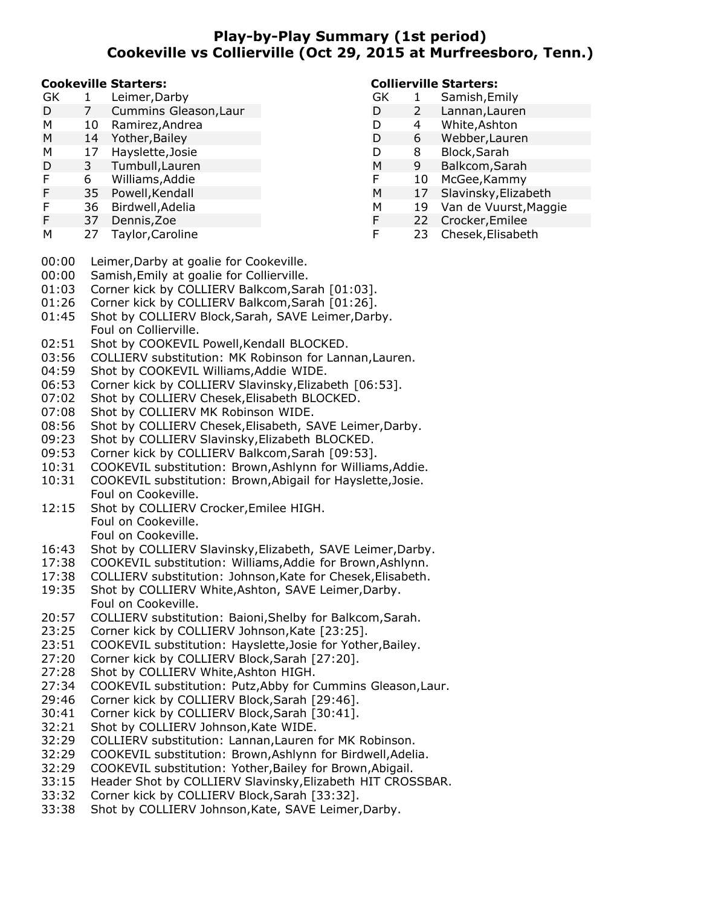# Play-by-Play Summary (1st period)
## Cookeville vs Collierville (Oct 29, 2015 at Murfreesboro, Tenn.)

**Cookeville Starters:**

| Pos | No | Name |
|---|---|---|
| GK | 1 | Leimer,Darby |
| D | 7 | Cummins Gleason,Laur |
| M | 10 | Ramirez,Andrea |
| M | 14 | Yother,Bailey |
| M | 17 | Hayslette,Josie |
| D | 3 | Tumbull,Lauren |
| F | 6 | Williams,Addie |
| F | 35 | Powell,Kendall |
| F | 36 | Birdwell,Adelia |
| F | 37 | Dennis,Zoe |
| M | 27 | Taylor,Caroline |

**Collierville Starters:**

| Pos | No | Name |
|---|---|---|
| GK | 1 | Samish,Emily |
| D | 2 | Lannan,Lauren |
| D | 4 | White,Ashton |
| D | 6 | Webber,Lauren |
| D | 8 | Block,Sarah |
| M | 9 | Balkcom,Sarah |
| F | 10 | McGee,Kammy |
| M | 17 | Slavinsky,Elizabeth |
| M | 19 | Van de Vuurst,Maggie |
| F | 22 | Crocker,Emilee |
| F | 23 | Chesek,Elisabeth |

00:00 Leimer,Darby at goalie for Cookeville.
00:00 Samish,Emily at goalie for Collierville.
01:03 Corner kick by COLLIERV Balkcom,Sarah [01:03].
01:26 Corner kick by COLLIERV Balkcom,Sarah [01:26].
01:45 Shot by COLLIERV Block,Sarah, SAVE Leimer,Darby.
Foul on Collierville.
02:51 Shot by COOKEVIL Powell,Kendall BLOCKED.
03:56 COLLIERV substitution: MK Robinson for Lannan,Lauren.
04:59 Shot by COOKEVIL Williams,Addie WIDE.
06:53 Corner kick by COLLIERV Slavinsky,Elizabeth [06:53].
07:02 Shot by COLLIERV Chesek,Elisabeth BLOCKED.
07:08 Shot by COLLIERV MK Robinson WIDE.
08:56 Shot by COLLIERV Chesek,Elisabeth, SAVE Leimer,Darby.
09:23 Shot by COLLIERV Slavinsky,Elizabeth BLOCKED.
09:53 Corner kick by COLLIERV Balkcom,Sarah [09:53].
10:31 COOKEVIL substitution: Brown,Ashlynn for Williams,Addie.
10:31 COOKEVIL substitution: Brown,Abigail for Hayslette,Josie.
Foul on Cookeville.
12:15 Shot by COLLIERV Crocker,Emilee HIGH.
Foul on Cookeville.
Foul on Cookeville.
16:43 Shot by COLLIERV Slavinsky,Elizabeth, SAVE Leimer,Darby.
17:38 COOKEVIL substitution: Williams,Addie for Brown,Ashlynn.
17:38 COLLIERV substitution: Johnson,Kate for Chesek,Elisabeth.
19:35 Shot by COLLIERV White,Ashton, SAVE Leimer,Darby.
Foul on Cookeville.
20:57 COLLIERV substitution: Baioni,Shelby for Balkcom,Sarah.
23:25 Corner kick by COLLIERV Johnson,Kate [23:25].
23:51 COOKEVIL substitution: Hayslette,Josie for Yother,Bailey.
27:20 Corner kick by COLLIERV Block,Sarah [27:20].
27:28 Shot by COLLIERV White,Ashton HIGH.
27:34 COOKEVIL substitution: Putz,Abby for Cummins Gleason,Laur.
29:46 Corner kick by COLLIERV Block,Sarah [29:46].
30:41 Corner kick by COLLIERV Block,Sarah [30:41].
32:21 Shot by COLLIERV Johnson,Kate WIDE.
32:29 COLLIERV substitution: Lannan,Lauren for MK Robinson.
32:29 COOKEVIL substitution: Brown,Ashlynn for Birdwell,Adelia.
32:29 COOKEVIL substitution: Yother,Bailey for Brown,Abigail.
33:15 Header Shot by COLLIERV Slavinsky,Elizabeth HIT CROSSBAR.
33:32 Corner kick by COLLIERV Block,Sarah [33:32].
33:38 Shot by COLLIERV Johnson,Kate, SAVE Leimer,Darby.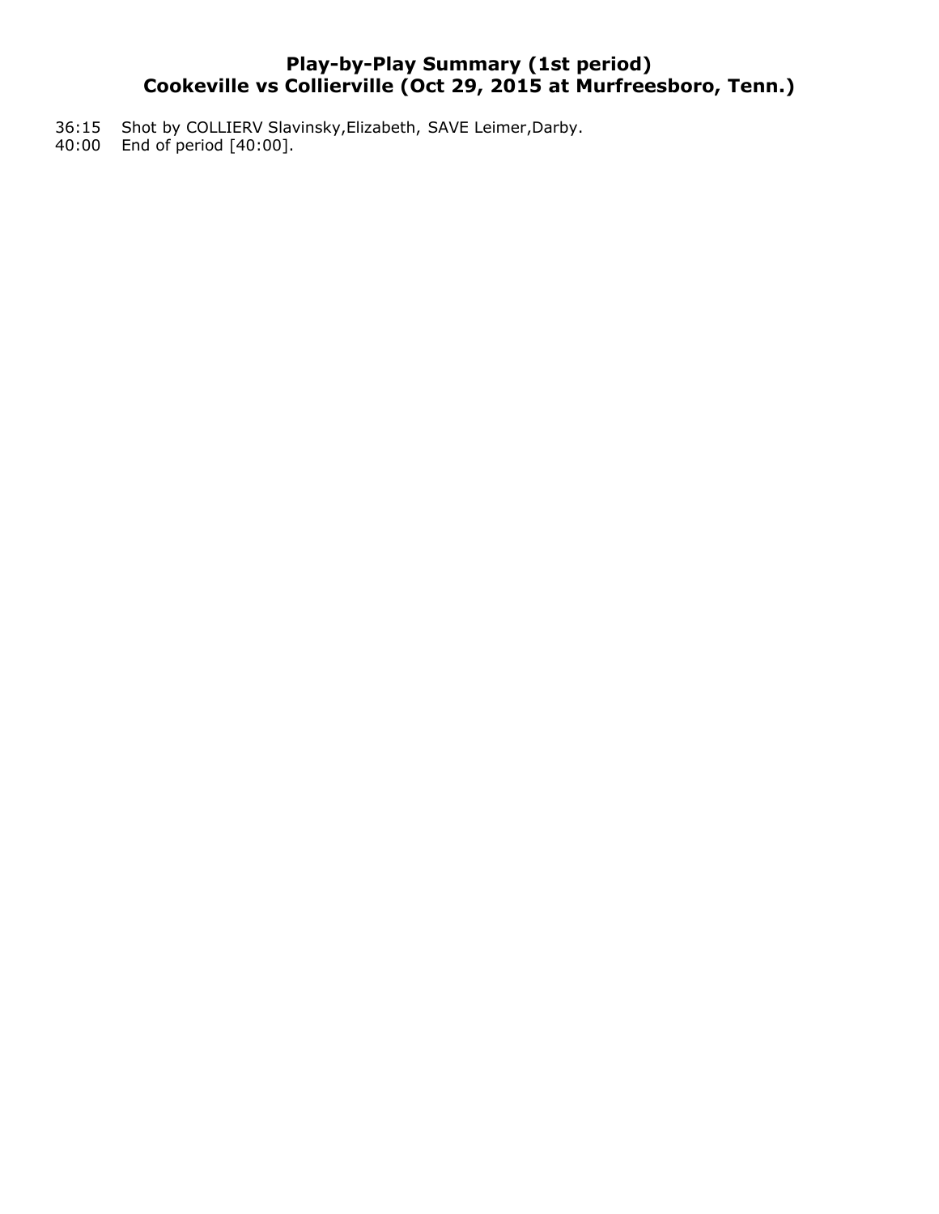# Play-by-Play Summary (1st period)
# Cookeville vs Collierville (Oct 29, 2015 at Murfreesboro, Tenn.)

36:15 Shot by COLLIERV Slavinsky,Elizabeth, SAVE Leimer,Darby.
40:00 End of period [40:00].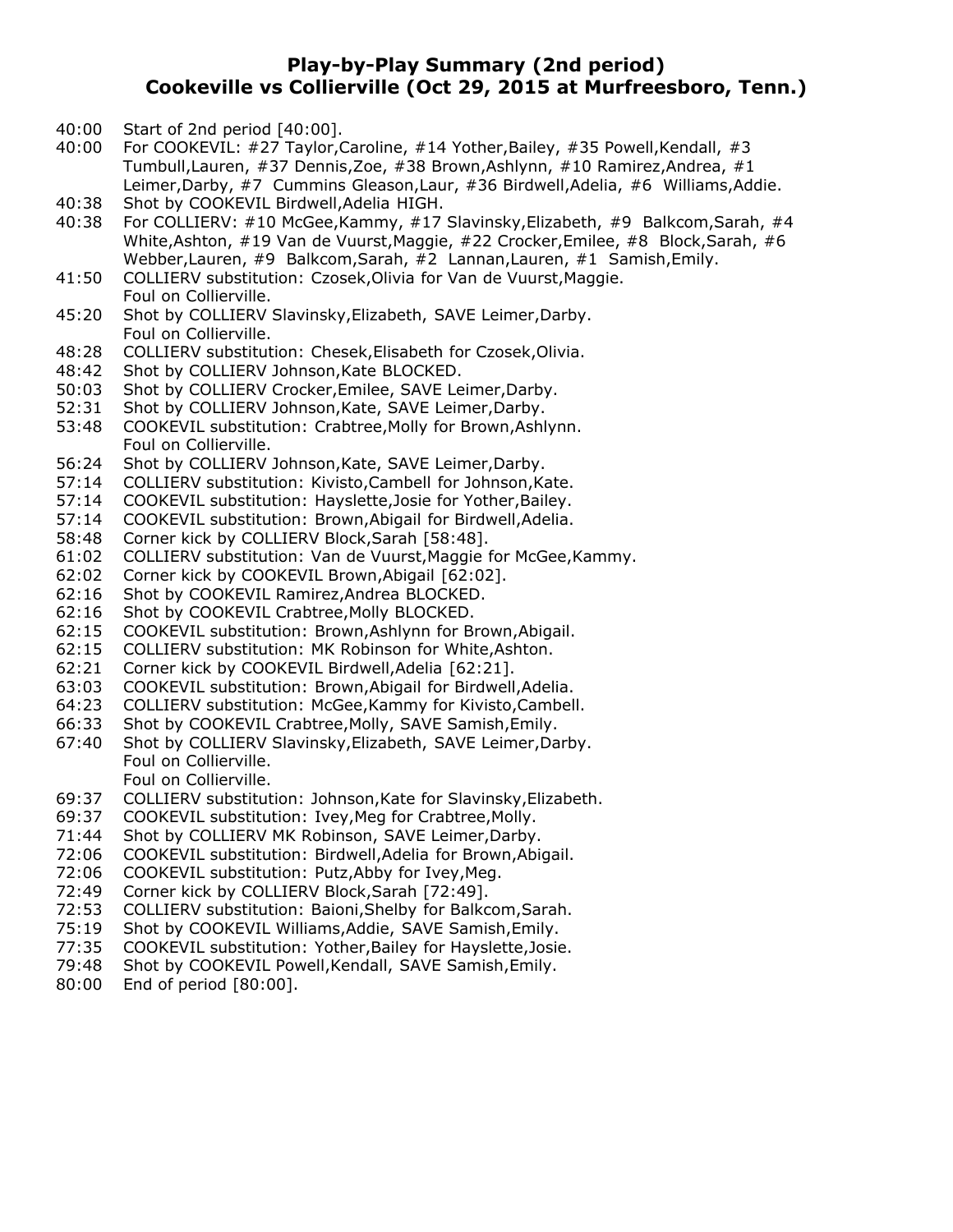**Play-by-Play Summary (2nd period)**
**Cookeville vs Collierville (Oct 29, 2015 at Murfreesboro, Tenn.)**

40:00 Start of 2nd period [40:00].
40:00 For COOKEVIL: #27 Taylor,Caroline, #14 Yother,Bailey, #35 Powell,Kendall, #3 Tumbull,Lauren, #37 Dennis,Zoe, #38 Brown,Ashlynn, #10 Ramirez,Andrea, #1 Leimer,Darby, #7 Cummins Gleason,Laur, #36 Birdwell,Adelia, #6 Williams,Addie.
40:38 Shot by COOKEVIL Birdwell,Adelia HIGH.
40:38 For COLLIERV: #10 McGee,Kammy, #17 Slavinsky,Elizabeth, #9 Balkcom,Sarah, #4 White,Ashton, #19 Van de Vuurst,Maggie, #22 Crocker,Emilee, #8 Block,Sarah, #6 Webber,Lauren, #9 Balkcom,Sarah, #2 Lannan,Lauren, #1 Samish,Emily.
41:50 COLLIERV substitution: Czosek,Olivia for Van de Vuurst,Maggie.
Foul on Collierville.
45:20 Shot by COLLIERV Slavinsky,Elizabeth, SAVE Leimer,Darby.
Foul on Collierville.
48:28 COLLIERV substitution: Chesek,Elisabeth for Czosek,Olivia.
48:42 Shot by COLLIERV Johnson,Kate BLOCKED.
50:03 Shot by COLLIERV Crocker,Emilee, SAVE Leimer,Darby.
52:31 Shot by COLLIERV Johnson,Kate, SAVE Leimer,Darby.
53:48 COOKEVIL substitution: Crabtree,Molly for Brown,Ashlynn.
Foul on Collierville.
56:24 Shot by COLLIERV Johnson,Kate, SAVE Leimer,Darby.
57:14 COLLIERV substitution: Kivisto,Cambell for Johnson,Kate.
57:14 COOKEVIL substitution: Hayslette,Josie for Yother,Bailey.
57:14 COOKEVIL substitution: Brown,Abigail for Birdwell,Adelia.
58:48 Corner kick by COLLIERV Block,Sarah [58:48].
61:02 COLLIERV substitution: Van de Vuurst,Maggie for McGee,Kammy.
62:02 Corner kick by COOKEVIL Brown,Abigail [62:02].
62:16 Shot by COOKEVIL Ramirez,Andrea BLOCKED.
62:16 Shot by COOKEVIL Crabtree,Molly BLOCKED.
62:15 COOKEVIL substitution: Brown,Ashlynn for Brown,Abigail.
62:15 COLLIERV substitution: MK Robinson for White,Ashton.
62:21 Corner kick by COOKEVIL Birdwell,Adelia [62:21].
63:03 COOKEVIL substitution: Brown,Abigail for Birdwell,Adelia.
64:23 COLLIERV substitution: McGee,Kammy for Kivisto,Cambell.
66:33 Shot by COOKEVIL Crabtree,Molly, SAVE Samish,Emily.
67:40 Shot by COLLIERV Slavinsky,Elizabeth, SAVE Leimer,Darby.
Foul on Collierville.
Foul on Collierville.
69:37 COLLIERV substitution: Johnson,Kate for Slavinsky,Elizabeth.
69:37 COOKEVIL substitution: Ivey,Meg for Crabtree,Molly.
71:44 Shot by COLLIERV MK Robinson, SAVE Leimer,Darby.
72:06 COOKEVIL substitution: Birdwell,Adelia for Brown,Abigail.
72:06 COOKEVIL substitution: Putz,Abby for Ivey,Meg.
72:49 Corner kick by COLLIERV Block,Sarah [72:49].
72:53 COLLIERV substitution: Baioni,Shelby for Balkcom,Sarah.
75:19 Shot by COOKEVIL Williams,Addie, SAVE Samish,Emily.
77:35 COOKEVIL substitution: Yother,Bailey for Hayslette,Josie.
79:48 Shot by COOKEVIL Powell,Kendall, SAVE Samish,Emily.
80:00 End of period [80:00].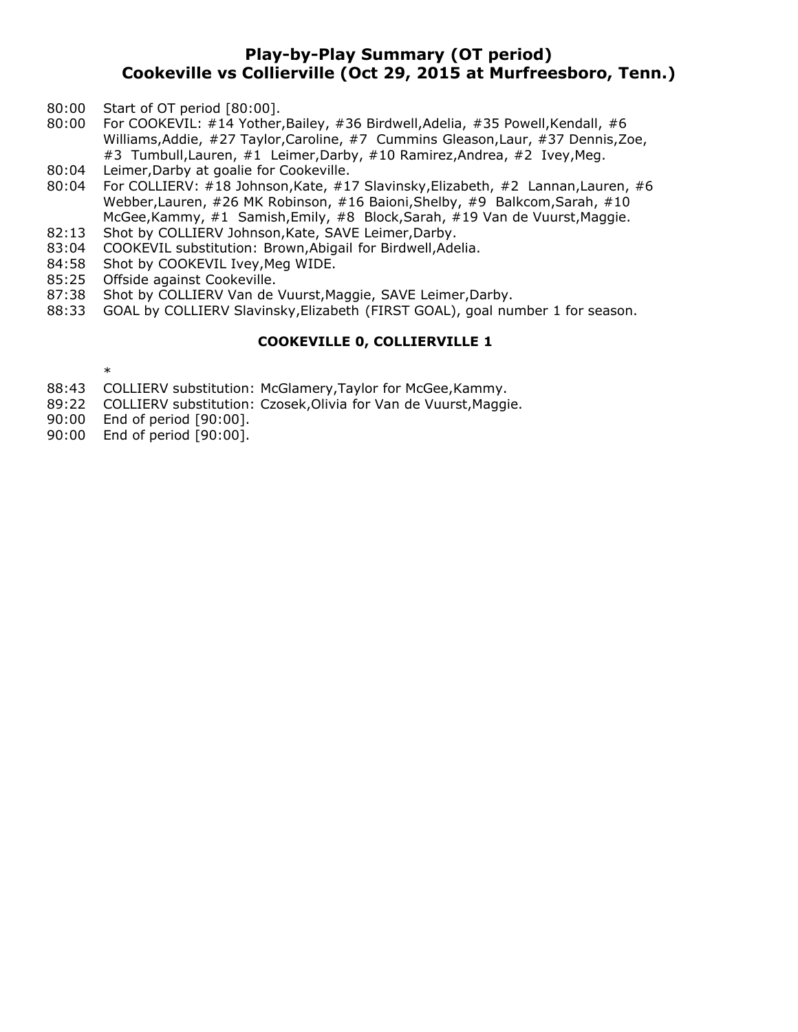# Play-by-Play Summary (OT period)
# Cookeville vs Collierville (Oct 29, 2015 at Murfreesboro, Tenn.)

80:00 Start of OT period [80:00].
80:00 For COOKEVIL: #14 Yother,Bailey, #36 Birdwell,Adelia, #35 Powell,Kendall, #6 Williams,Addie, #27 Taylor,Caroline, #7 Cummins Gleason,Laur, #37 Dennis,Zoe, #3 Tumbull,Lauren, #1 Leimer,Darby, #10 Ramirez,Andrea, #2 Ivey,Meg.
80:04 Leimer,Darby at goalie for Cookeville.
80:04 For COLLIERV: #18 Johnson,Kate, #17 Slavinsky,Elizabeth, #2 Lannan,Lauren, #6 Webber,Lauren, #26 MK Robinson, #16 Baioni,Shelby, #9 Balkcom,Sarah, #10 McGee,Kammy, #1 Samish,Emily, #8 Block,Sarah, #19 Van de Vuurst,Maggie.
82:13 Shot by COLLIERV Johnson,Kate, SAVE Leimer,Darby.
83:04 COOKEVIL substitution: Brown,Abigail for Birdwell,Adelia.
84:58 Shot by COOKEVIL Ivey,Meg WIDE.
85:25 Offside against Cookeville.
87:38 Shot by COLLIERV Van de Vuurst,Maggie, SAVE Leimer,Darby.
88:33 GOAL by COLLIERV Slavinsky,Elizabeth (FIRST GOAL), goal number 1 for season.

**COOKEVILLE 0, COLLIERVILLE 1**

*

88:43 COLLIERV substitution: McGlamery,Taylor for McGee,Kammy.
89:22 COLLIERV substitution: Czosek,Olivia for Van de Vuurst,Maggie.
90:00 End of period [90:00].
90:00 End of period [90:00].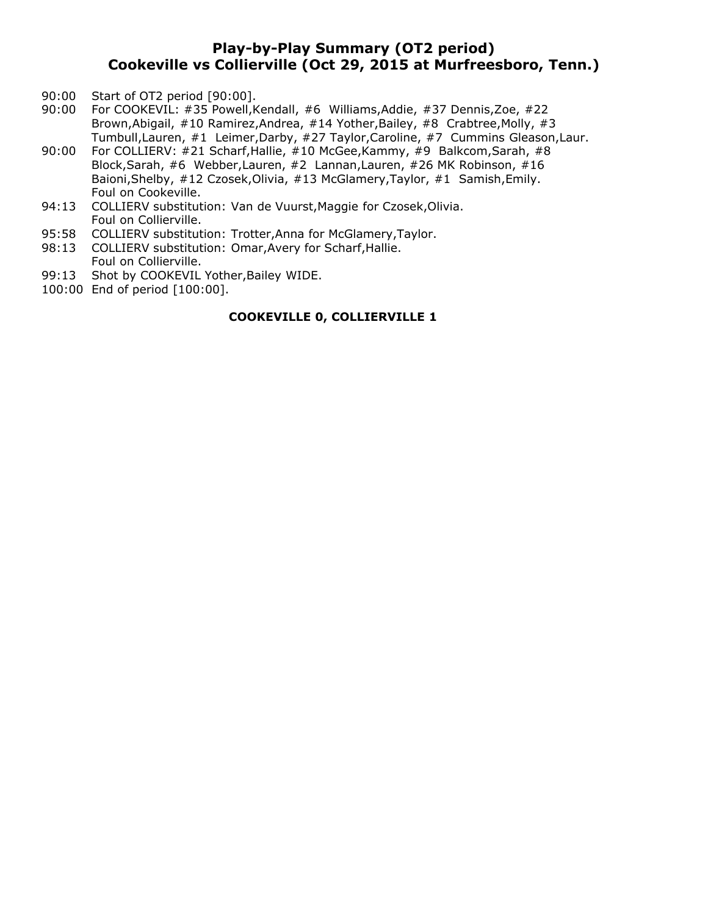# Play-by-Play Summary (OT2 period)
# Cookeville vs Collierville (Oct 29, 2015 at Murfreesboro, Tenn.)

90:00 Start of OT2 period [90:00].

90:00 For COOKEVIL: #35 Powell,Kendall, #6 Williams,Addie, #37 Dennis,Zoe, #22 Brown,Abigail, #10 Ramirez,Andrea, #14 Yother,Bailey, #8 Crabtree,Molly, #3 Tumbull,Lauren, #1 Leimer,Darby, #27 Taylor,Caroline, #7 Cummins Gleason,Laur.

90:00 For COLLIERV: #21 Scharf,Hallie, #10 McGee,Kammy, #9 Balkcom,Sarah, #8 Block,Sarah, #6 Webber,Lauren, #2 Lannan,Lauren, #26 MK Robinson, #16 Baioni,Shelby, #12 Czosek,Olivia, #13 McGlamery,Taylor, #1 Samish,Emily.
Foul on Cookeville.

94:13 COLLIERV substitution: Van de Vuurst,Maggie for Czosek,Olivia.
Foul on Collierville.

95:58 COLLIERV substitution: Trotter,Anna for McGlamery,Taylor.

98:13 COLLIERV substitution: Omar,Avery for Scharf,Hallie.
Foul on Collierville.

99:13 Shot by COOKEVIL Yother,Bailey WIDE.

100:00 End of period [100:00].

**COOKEVILLE 0, COLLIERVILLE 1**